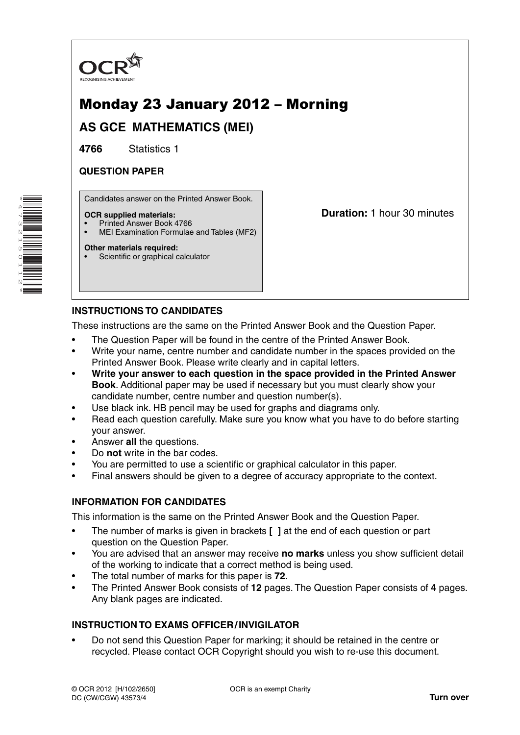OCR
RECOGNISING ACHIEVEMENT

# Monday 23 January 2012 – Morning

## AS GCE MATHEMATICS (MEI)

**4766** Statistics 1

**QUESTION PAPER**

Candidates answer on the Printed Answer Book.

**OCR supplied materials:**
- Printed Answer Book 4766
- MEI Examination Formulae and Tables (MF2)

**Other materials required:**
- Scientific or graphical calculator

**Duration:** 1 hour 30 minutes

### INSTRUCTIONS TO CANDIDATES

These instructions are the same on the Printed Answer Book and the Question Paper.

- The Question Paper will be found in the centre of the Printed Answer Book.
- Write your name, centre number and candidate number in the spaces provided on the Printed Answer Book. Please write clearly and in capital letters.
- **Write your answer to each question in the space provided in the Printed Answer Book**. Additional paper may be used if necessary but you must clearly show your candidate number, centre number and question number(s).
- Use black ink. HB pencil may be used for graphs and diagrams only.
- Read each question carefully. Make sure you know what you have to do before starting your answer.
- Answer **all** the questions.
- Do **not** write in the bar codes.
- You are permitted to use a scientific or graphical calculator in this paper.
- Final answers should be given to a degree of accuracy appropriate to the context.

### INFORMATION FOR CANDIDATES

This information is the same on the Printed Answer Book and the Question Paper.

- The number of marks is given in brackets **[ ]** at the end of each question or part question on the Question Paper.
- You are advised that an answer may receive **no marks** unless you show sufficient detail of the working to indicate that a correct method is being used.
- The total number of marks for this paper is **72**.
- The Printed Answer Book consists of **12** pages. The Question Paper consists of **4** pages. Any blank pages are indicated.

### INSTRUCTION TO EXAMS OFFICER / INVIGILATOR

- Do not send this Question Paper for marking; it should be retained in the centre or recycled. Please contact OCR Copyright should you wish to re-use this document.

© OCR 2012 [H/102/2650]
DC (CW/CGW) 43573/4

OCR is an exempt Charity

**Turn over**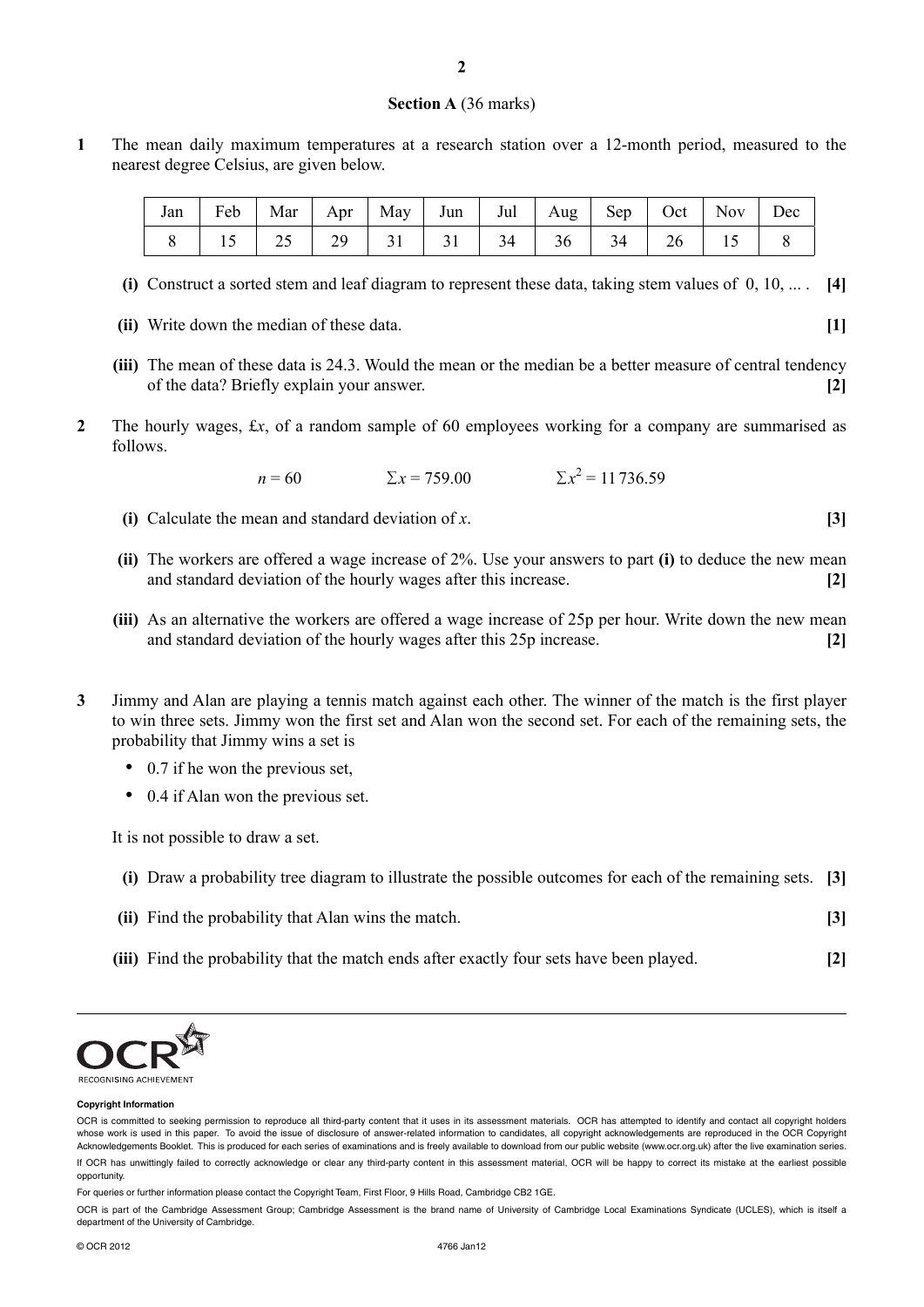**Section A** (36 marks)

**1** The mean daily maximum temperatures at a research station over a 12-month period, measured to the nearest degree Celsius, are given below.

| Jan | Feb | Mar | Apr | May | Jun | Jul | Aug | Sep | Oct | Nov | Dec |
|---|---|---|---|---|---|---|---|---|---|---|---|
| 8 | 15 | 25 | 29 | 31 | 31 | 34 | 36 | 34 | 26 | 15 | 8 |

**(i)** Construct a sorted stem and leaf diagram to represent these data, taking stem values of 0, 10, ... . **[4]**

**(ii)** Write down the median of these data. **[1]**

**(iii)** The mean of these data is 24.3. Would the mean or the median be a better measure of central tendency of the data? Briefly explain your answer. **[2]**

**2** The hourly wages, £$x$, of a random sample of 60 employees working for a company are summarised as follows.

$$n = 60 \qquad \Sigma x = 759.00 \qquad \Sigma x^2 = 11\,736.59$$

**(i)** Calculate the mean and standard deviation of $x$. **[3]**

**(ii)** The workers are offered a wage increase of 2%. Use your answers to part **(i)** to deduce the new mean and standard deviation of the hourly wages after this increase. **[2]**

**(iii)** As an alternative the workers are offered a wage increase of 25p per hour. Write down the new mean and standard deviation of the hourly wages after this 25p increase. **[2]**

**3** Jimmy and Alan are playing a tennis match against each other. The winner of the match is the first player to win three sets. Jimmy won the first set and Alan won the second set. For each of the remaining sets, the probability that Jimmy wins a set is

- 0.7 if he won the previous set,
- 0.4 if Alan won the previous set.

It is not possible to draw a set.

**(i)** Draw a probability tree diagram to illustrate the possible outcomes for each of the remaining sets. **[3]**

**(ii)** Find the probability that Alan wins the match. **[3]**

**(iii)** Find the probability that the match ends after exactly four sets have been played. **[2]**

**Copyright Information**

OCR is committed to seeking permission to reproduce all third-party content that it uses in its assessment materials. OCR has attempted to identify and contact all copyright holders whose work is used in this paper. To avoid the issue of disclosure of answer-related information to candidates, all copyright acknowledgements are reproduced in the OCR Copyright Acknowledgements Booklet. This is produced for each series of examinations and is freely available to download from our public website (www.ocr.org.uk) after the live examination series.

If OCR has unwittingly failed to correctly acknowledge or clear any third-party content in this assessment material, OCR will be happy to correct its mistake at the earliest possible opportunity.

For queries or further information please contact the Copyright Team, First Floor, 9 Hills Road, Cambridge CB2 1GE.

OCR is part of the Cambridge Assessment Group; Cambridge Assessment is the brand name of University of Cambridge Local Examinations Syndicate (UCLES), which is itself a department of the University of Cambridge.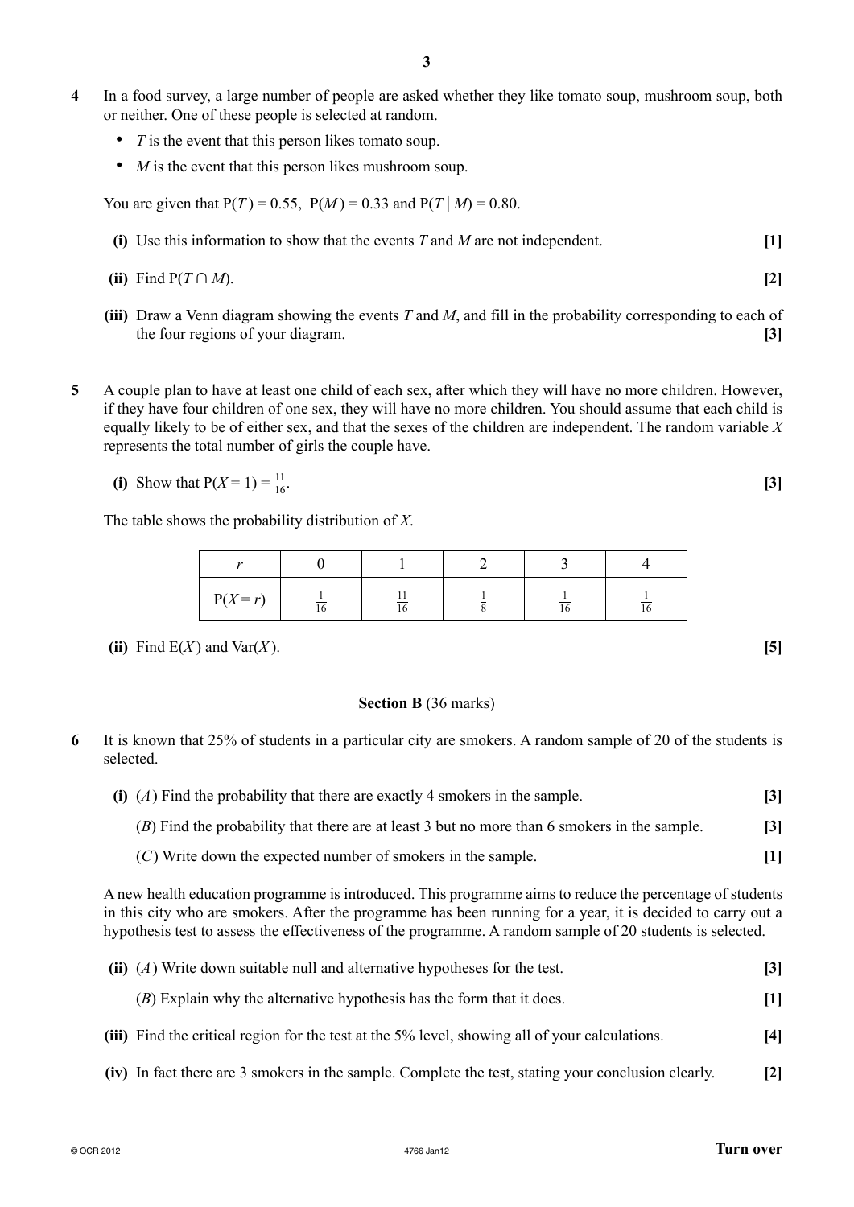**4** In a food survey, a large number of people are asked whether they like tomato soup, mushroom soup, both or neither. One of these people is selected at random.

- $T$ is the event that this person likes tomato soup.
- $M$ is the event that this person likes mushroom soup.

You are given that $\mathrm{P}(T) = 0.55$, $\mathrm{P}(M) = 0.33$ and $\mathrm{P}(T \mid M) = 0.80$.

**(i)** Use this information to show that the events $T$ and $M$ are not independent. **[1]**

**(ii)** Find $\mathrm{P}(T \cap M)$. **[2]**

**(iii)** Draw a Venn diagram showing the events $T$ and $M$, and fill in the probability corresponding to each of the four regions of your diagram. **[3]**

**5** A couple plan to have at least one child of each sex, after which they will have no more children. However, if they have four children of one sex, they will have no more children. You should assume that each child is equally likely to be of either sex, and that the sexes of the children are independent. The random variable $X$ represents the total number of girls the couple have.

**(i)** Show that $\mathrm{P}(X = 1) = \frac{11}{16}$. **[3]**

The table shows the probability distribution of $X$.

| $r$ | 0 | 1 | 2 | 3 | 4 |
|---|---|---|---|---|---|
| $\mathrm{P}(X = r)$ | $\frac{1}{16}$ | $\frac{11}{16}$ | $\frac{1}{8}$ | $\frac{1}{16}$ | $\frac{1}{16}$ |

**(ii)** Find $\mathrm{E}(X)$ and $\mathrm{Var}(X)$. **[5]**

## Section B (36 marks)

**6** It is known that 25% of students in a particular city are smokers. A random sample of 20 of the students is selected.

**(i)** (*A*) Find the probability that there are exactly 4 smokers in the sample. **[3]**

(*B*) Find the probability that there are at least 3 but no more than 6 smokers in the sample. **[3]**

(*C*) Write down the expected number of smokers in the sample. **[1]**

A new health education programme is introduced. This programme aims to reduce the percentage of students in this city who are smokers. After the programme has been running for a year, it is decided to carry out a hypothesis test to assess the effectiveness of the programme. A random sample of 20 students is selected.

**(ii)** (*A*) Write down suitable null and alternative hypotheses for the test. **[3]**

(*B*) Explain why the alternative hypothesis has the form that it does. **[1]**

**(iii)** Find the critical region for the test at the 5% level, showing all of your calculations. **[4]**

**(iv)** In fact there are 3 smokers in the sample. Complete the test, stating your conclusion clearly. **[2]**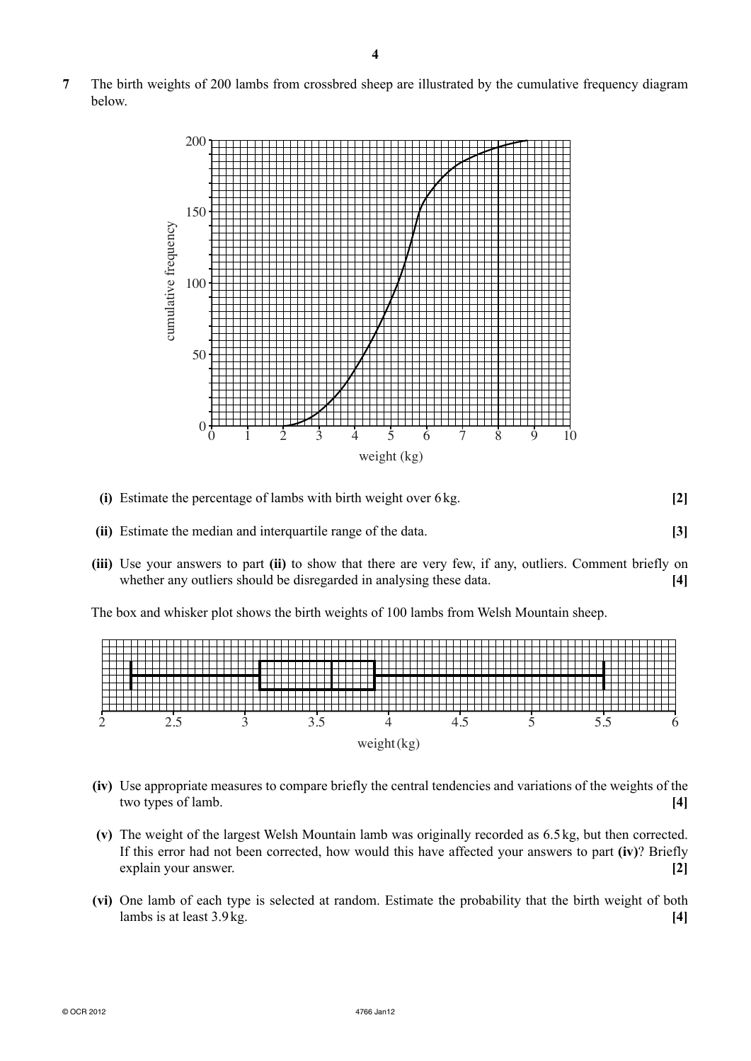**7** The birth weights of 200 lambs from crossbred sheep are illustrated by the cumulative frequency diagram below.

cumulative frequency

200

150

100

50

0

0 1 2 3 4 5 6 7 8 9 10

weight (kg)

**(i)** Estimate the percentage of lambs with birth weight over 6 kg. **[2]**

**(ii)** Estimate the median and interquartile range of the data. **[3]**

**(iii)** Use your answers to part **(ii)** to show that there are very few, if any, outliers. Comment briefly on whether any outliers should be disregarded in analysing these data. **[4]**

The box and whisker plot shows the birth weights of 100 lambs from Welsh Mountain sheep.

2 2.5 3 3.5 4 4.5 5 5.5 6

weight (kg)

**(iv)** Use appropriate measures to compare briefly the central tendencies and variations of the weights of the two types of lamb. **[4]**

**(v)** The weight of the largest Welsh Mountain lamb was originally recorded as 6.5 kg, but then corrected. If this error had not been corrected, how would this have affected your answers to part **(iv)**? Briefly explain your answer. **[2]**

**(vi)** One lamb of each type is selected at random. Estimate the probability that the birth weight of both lambs is at least 3.9 kg. **[4]**